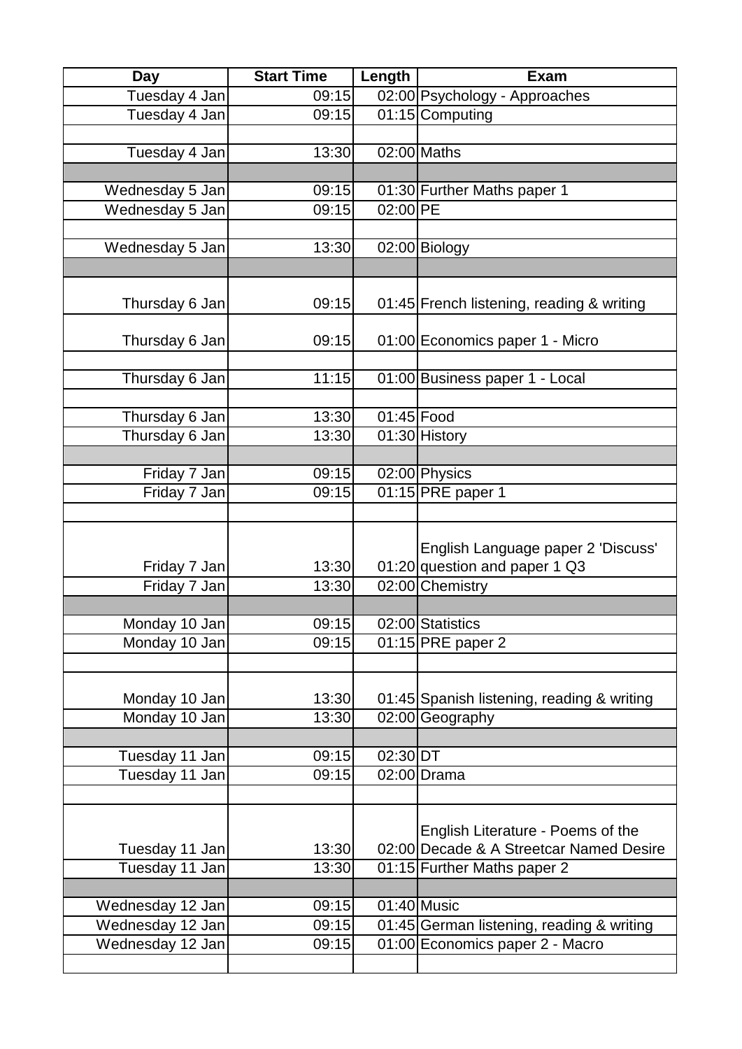| Day | Start Time | Length | Exam |
|---|---|---|---|
| Tuesday 4 Jan | 09:15 | 02:00 | Psychology - Approaches |
| Tuesday 4 Jan | 09:15 | 01:15 | Computing |
| | | | |
| Tuesday 4 Jan | 13:30 | 02:00 | Maths |
| | | | |
| Wednesday 5 Jan | 09:15 | 01:30 | Further Maths paper 1 |
| Wednesday 5 Jan | 09:15 | 02:00 | PE |
| | | | |
| Wednesday 5 Jan | 13:30 | 02:00 | Biology |
| | | | |
| Thursday 6 Jan | 09:15 | 01:45 | French listening, reading & writing |
| Thursday 6 Jan | 09:15 | 01:00 | Economics paper 1 - Micro |
| | | | |
| Thursday 6 Jan | 11:15 | 01:00 | Business paper 1 - Local |
| | | | |
| Thursday 6 Jan | 13:30 | 01:45 | Food |
| Thursday 6 Jan | 13:30 | 01:30 | History |
| | | | |
| Friday 7 Jan | 09:15 | 02:00 | Physics |
| Friday 7 Jan | 09:15 | 01:15 | PRE paper 1 |
| | | | |
| Friday 7 Jan | 13:30 | 01:20 | English Language paper 2 'Discuss' question and paper 1 Q3 |
| Friday 7 Jan | 13:30 | 02:00 | Chemistry |
| | | | |
| Monday 10 Jan | 09:15 | 02:00 | Statistics |
| Monday 10 Jan | 09:15 | 01:15 | PRE paper 2 |
| | | | |
| Monday 10 Jan | 13:30 | 01:45 | Spanish listening, reading & writing |
| Monday 10 Jan | 13:30 | 02:00 | Geography |
| | | | |
| Tuesday 11 Jan | 09:15 | 02:30 | DT |
| Tuesday 11 Jan | 09:15 | 02:00 | Drama |
| | | | |
| Tuesday 11 Jan | 13:30 | 02:00 | English Literature - Poems of the Decade & A Streetcar Named Desire |
| Tuesday 11 Jan | 13:30 | 01:15 | Further Maths paper 2 |
| | | | |
| Wednesday 12 Jan | 09:15 | 01:40 | Music |
| Wednesday 12 Jan | 09:15 | 01:45 | German listening, reading & writing |
| Wednesday 12 Jan | 09:15 | 01:00 | Economics paper 2 - Macro |
| | | | |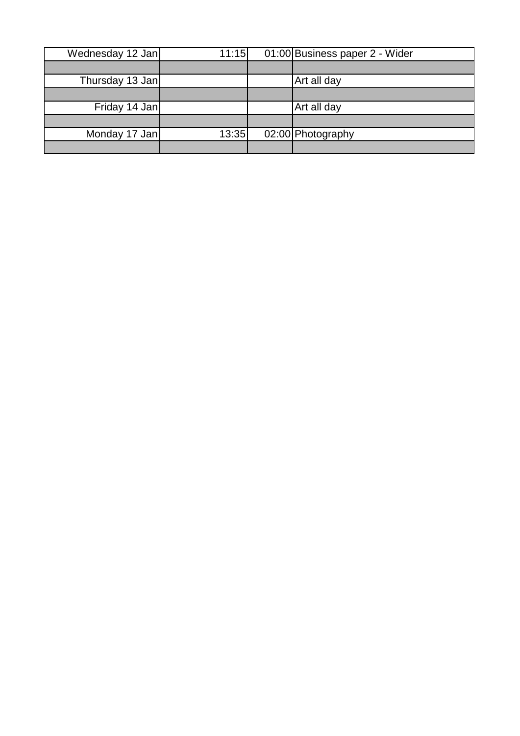| | | | |
|---|---|---|---|
| Wednesday 12 Jan | 11:15 | 01:00 | Business paper 2 - Wider |
| | | | |
| Thursday 13 Jan | | | Art all day |
| | | | |
| Friday 14 Jan | | | Art all day |
| | | | |
| Monday 17 Jan | 13:35 | 02:00 | Photography |
| | | | |